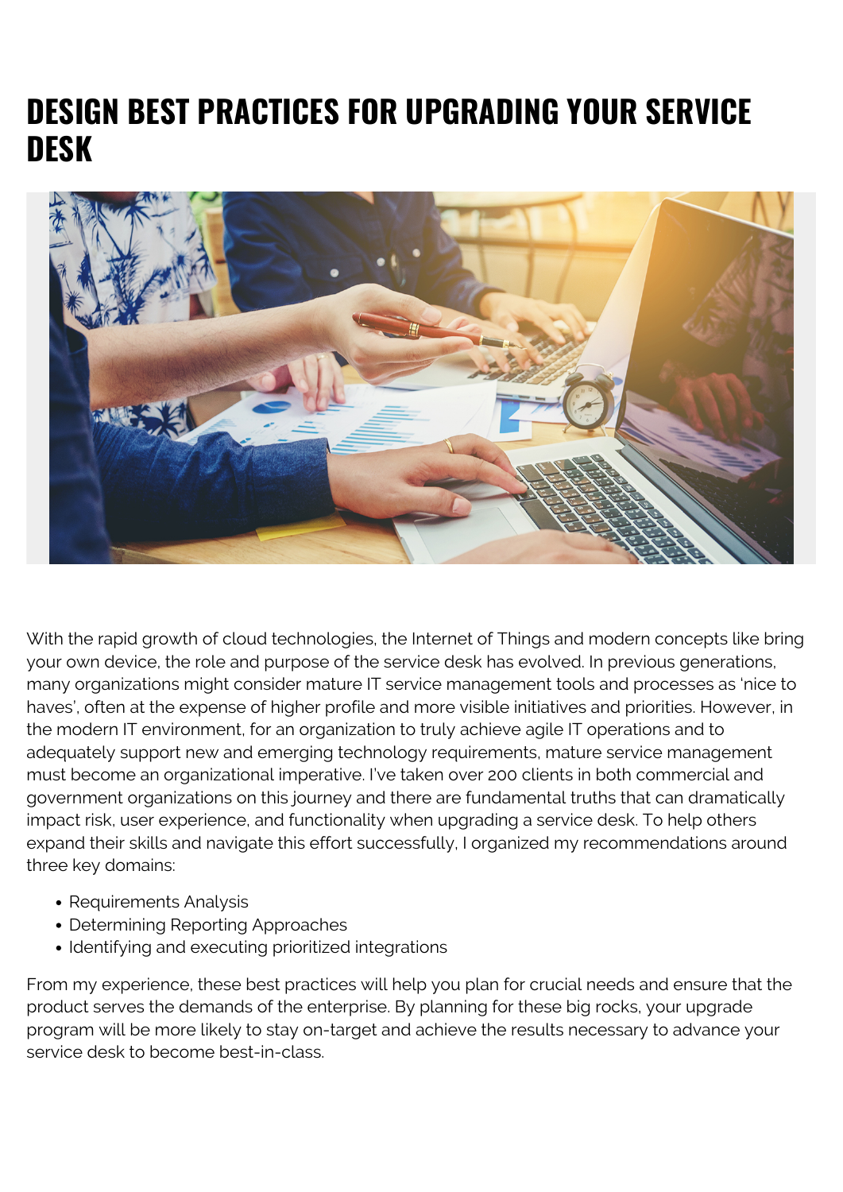# DESIGN BEST PRACTICES FOR UPGRADING YOUR SERVICE DESK

With the rapid growth of cloud technologies, the Internet of Things and modern concepts like bring your own device, the role and purpose of the service desk has evolved. In previous generations, many organizations might consider mature IT service management tools and processes as 'nice to haves', often at the expense of higher profile and more visible initiatives and priorities. However, in the modern IT environment, for an organization to truly achieve agile IT operations and to adequately support new and emerging technology requirements, mature service management must become an organizational imperative. I've taken over 200 clients in both commercial and government organizations on this journey and there are fundamental truths that can dramatically impact risk, user experience, and functionality when upgrading a service desk. To help others expand their skills and navigate this effort successfully, I organized my recommendations around three key domains:

- Requirements Analysis
- Determining Reporting Approaches
- Identifying and executing prioritized integrations

From my experience, these best practices will help you plan for crucial needs and ensure that the product serves the demands of the enterprise. By planning for these big rocks, your upgrade program will be more likely to stay on-target and achieve the results necessary to advance your service desk to become best-in-class.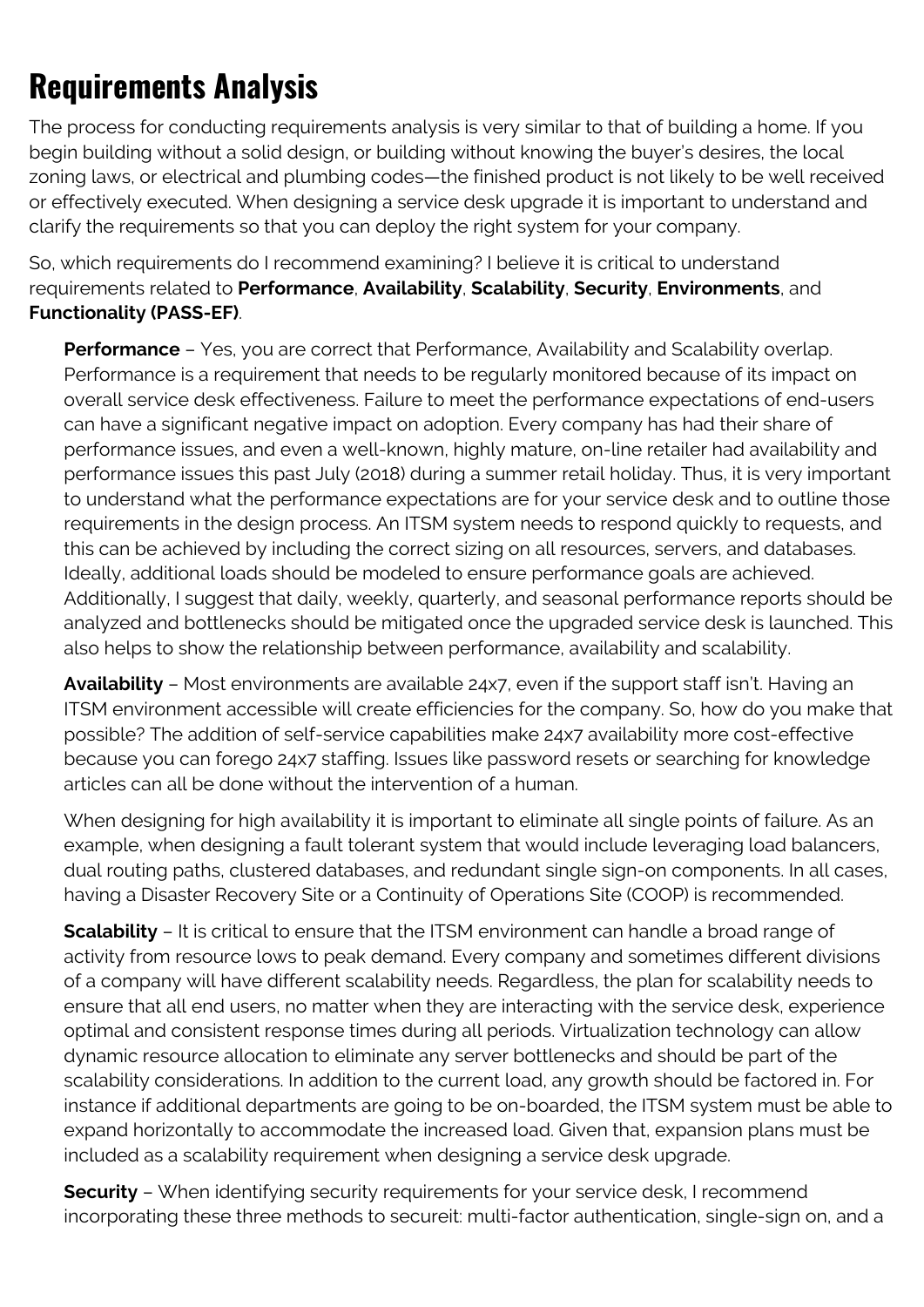# Requirements Analysis

The process for conducting requirements analysis is very similar to that of building a home. If you begin building without a solid design, or building without knowing the buyer's desires, the local zoning laws, or electrical and plumbing codes—the finished product is not likely to be well received or effectively executed. When designing a service desk upgrade it is important to understand and clarify the requirements so that you can deploy the right system for your company.

So, which requirements do I recommend examining? I believe it is critical to understand requirements related to **Performance**, **Availability**, **Scalability**, **Security**, **Environments**, and **Functionality (PASS-EF)**.

**Performance** – Yes, you are correct that Performance, Availability and Scalability overlap. Performance is a requirement that needs to be regularly monitored because of its impact on overall service desk effectiveness. Failure to meet the performance expectations of end-users can have a significant negative impact on adoption. Every company has had their share of performance issues, and even a well-known, highly mature, on-line retailer had availability and performance issues this past July (2018) during a summer retail holiday. Thus, it is very important to understand what the performance expectations are for your service desk and to outline those requirements in the design process. An ITSM system needs to respond quickly to requests, and this can be achieved by including the correct sizing on all resources, servers, and databases. Ideally, additional loads should be modeled to ensure performance goals are achieved. Additionally, I suggest that daily, weekly, quarterly, and seasonal performance reports should be analyzed and bottlenecks should be mitigated once the upgraded service desk is launched. This also helps to show the relationship between performance, availability and scalability.

**Availability** – Most environments are available 24x7, even if the support staff isn't. Having an ITSM environment accessible will create efficiencies for the company. So, how do you make that possible? The addition of self-service capabilities make 24x7 availability more cost-effective because you can forego 24x7 staffing. Issues like password resets or searching for knowledge articles can all be done without the intervention of a human.

When designing for high availability it is important to eliminate all single points of failure. As an example, when designing a fault tolerant system that would include leveraging load balancers, dual routing paths, clustered databases, and redundant single sign-on components. In all cases, having a Disaster Recovery Site or a Continuity of Operations Site (COOP) is recommended.

**Scalability** – It is critical to ensure that the ITSM environment can handle a broad range of activity from resource lows to peak demand. Every company and sometimes different divisions of a company will have different scalability needs. Regardless, the plan for scalability needs to ensure that all end users, no matter when they are interacting with the service desk, experience optimal and consistent response times during all periods. Virtualization technology can allow dynamic resource allocation to eliminate any server bottlenecks and should be part of the scalability considerations. In addition to the current load, any growth should be factored in. For instance if additional departments are going to be on-boarded, the ITSM system must be able to expand horizontally to accommodate the increased load. Given that, expansion plans must be included as a scalability requirement when designing a service desk upgrade.

**Security** – When identifying security requirements for your service desk, I recommend incorporating these three methods to secureit: multi-factor authentication, single-sign on, and a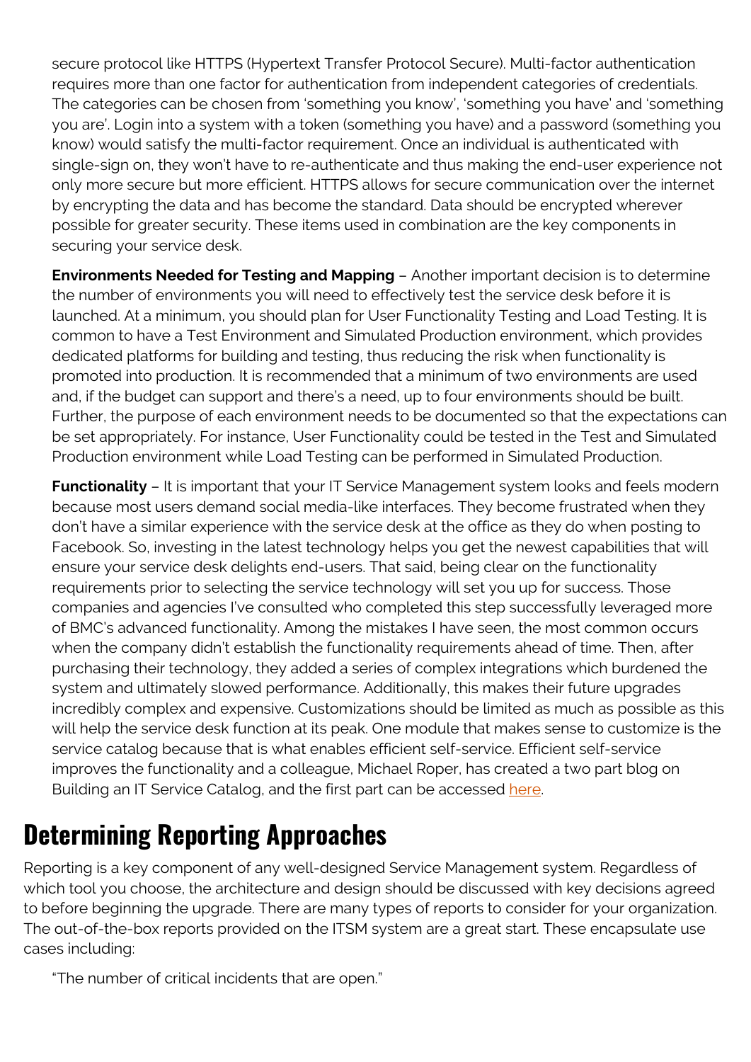secure protocol like HTTPS (Hypertext Transfer Protocol Secure). Multi-factor authentication requires more than one factor for authentication from independent categories of credentials. The categories can be chosen from 'something you know', 'something you have' and 'something you are'. Login into a system with a token (something you have) and a password (something you know) would satisfy the multi-factor requirement. Once an individual is authenticated with single-sign on, they won't have to re-authenticate and thus making the end-user experience not only more secure but more efficient. HTTPS allows for secure communication over the internet by encrypting the data and has become the standard. Data should be encrypted wherever possible for greater security. These items used in combination are the key components in securing your service desk.

**Environments Needed for Testing and Mapping** – Another important decision is to determine the number of environments you will need to effectively test the service desk before it is launched. At a minimum, you should plan for User Functionality Testing and Load Testing. It is common to have a Test Environment and Simulated Production environment, which provides dedicated platforms for building and testing, thus reducing the risk when functionality is promoted into production. It is recommended that a minimum of two environments are used and, if the budget can support and there's a need, up to four environments should be built. Further, the purpose of each environment needs to be documented so that the expectations can be set appropriately. For instance, User Functionality could be tested in the Test and Simulated Production environment while Load Testing can be performed in Simulated Production.

**Functionality** – It is important that your IT Service Management system looks and feels modern because most users demand social media-like interfaces. They become frustrated when they don't have a similar experience with the service desk at the office as they do when posting to Facebook. So, investing in the latest technology helps you get the newest capabilities that will ensure your service desk delights end-users. That said, being clear on the functionality requirements prior to selecting the service technology will set you up for success. Those companies and agencies I've consulted who completed this step successfully leveraged more of BMC's advanced functionality. Among the mistakes I have seen, the most common occurs when the company didn't establish the functionality requirements ahead of time. Then, after purchasing their technology, they added a series of complex integrations which burdened the system and ultimately slowed performance. Additionally, this makes their future upgrades incredibly complex and expensive. Customizations should be limited as much as possible as this will help the service desk function at its peak. One module that makes sense to customize is the service catalog because that is what enables efficient self-service. Efficient self-service improves the functionality and a colleague, Michael Roper, has created a two part blog on Building an IT Service Catalog, and the first part can be accessed here.

## Determining Reporting Approaches

Reporting is a key component of any well-designed Service Management system. Regardless of which tool you choose, the architecture and design should be discussed with key decisions agreed to before beginning the upgrade. There are many types of reports to consider for your organization. The out-of-the-box reports provided on the ITSM system are a great start. These encapsulate use cases including:

> "The number of critical incidents that are open."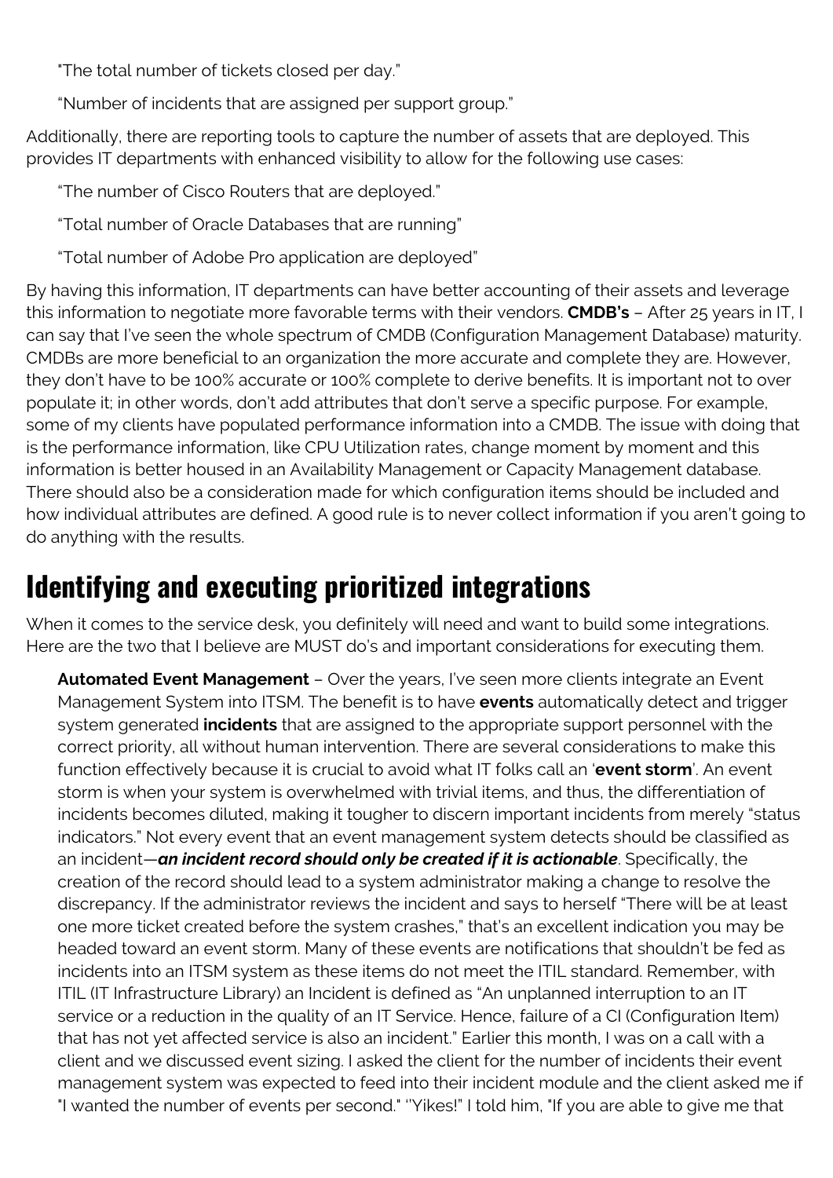"The total number of tickets closed per day."

"Number of incidents that are assigned per support group."

Additionally, there are reporting tools to capture the number of assets that are deployed. This provides IT departments with enhanced visibility to allow for the following use cases:

"The number of Cisco Routers that are deployed."

"Total number of Oracle Databases that are running"

"Total number of Adobe Pro application are deployed"

By having this information, IT departments can have better accounting of their assets and leverage this information to negotiate more favorable terms with their vendors. **CMDB's** – After 25 years in IT, I can say that I've seen the whole spectrum of CMDB (Configuration Management Database) maturity. CMDBs are more beneficial to an organization the more accurate and complete they are. However, they don't have to be 100% accurate or 100% complete to derive benefits. It is important not to over populate it; in other words, don't add attributes that don't serve a specific purpose. For example, some of my clients have populated performance information into a CMDB. The issue with doing that is the performance information, like CPU Utilization rates, change moment by moment and this information is better housed in an Availability Management or Capacity Management database. There should also be a consideration made for which configuration items should be included and how individual attributes are defined. A good rule is to never collect information if you aren't going to do anything with the results.

## Identifying and executing prioritized integrations

When it comes to the service desk, you definitely will need and want to build some integrations. Here are the two that I believe are MUST do's and important considerations for executing them.

**Automated Event Management** – Over the years, I've seen more clients integrate an Event Management System into ITSM. The benefit is to have **events** automatically detect and trigger system generated **incidents** that are assigned to the appropriate support personnel with the correct priority, all without human intervention. There are several considerations to make this function effectively because it is crucial to avoid what IT folks call an '**event storm**'. An event storm is when your system is overwhelmed with trivial items, and thus, the differentiation of incidents becomes diluted, making it tougher to discern important incidents from merely "status indicators." Not every event that an event management system detects should be classified as an incident—***an incident record should only be created if it is actionable***. Specifically, the creation of the record should lead to a system administrator making a change to resolve the discrepancy. If the administrator reviews the incident and says to herself "There will be at least one more ticket created before the system crashes," that's an excellent indication you may be headed toward an event storm. Many of these events are notifications that shouldn't be fed as incidents into an ITSM system as these items do not meet the ITIL standard. Remember, with ITIL (IT Infrastructure Library) an Incident is defined as "An unplanned interruption to an IT service or a reduction in the quality of an IT Service. Hence, failure of a CI (Configuration Item) that has not yet affected service is also an incident." Earlier this month, I was on a call with a client and we discussed event sizing. I asked the client for the number of incidents their event management system was expected to feed into their incident module and the client asked me if "I wanted the number of events per second." ''Yikes!" I told him, "If you are able to give me that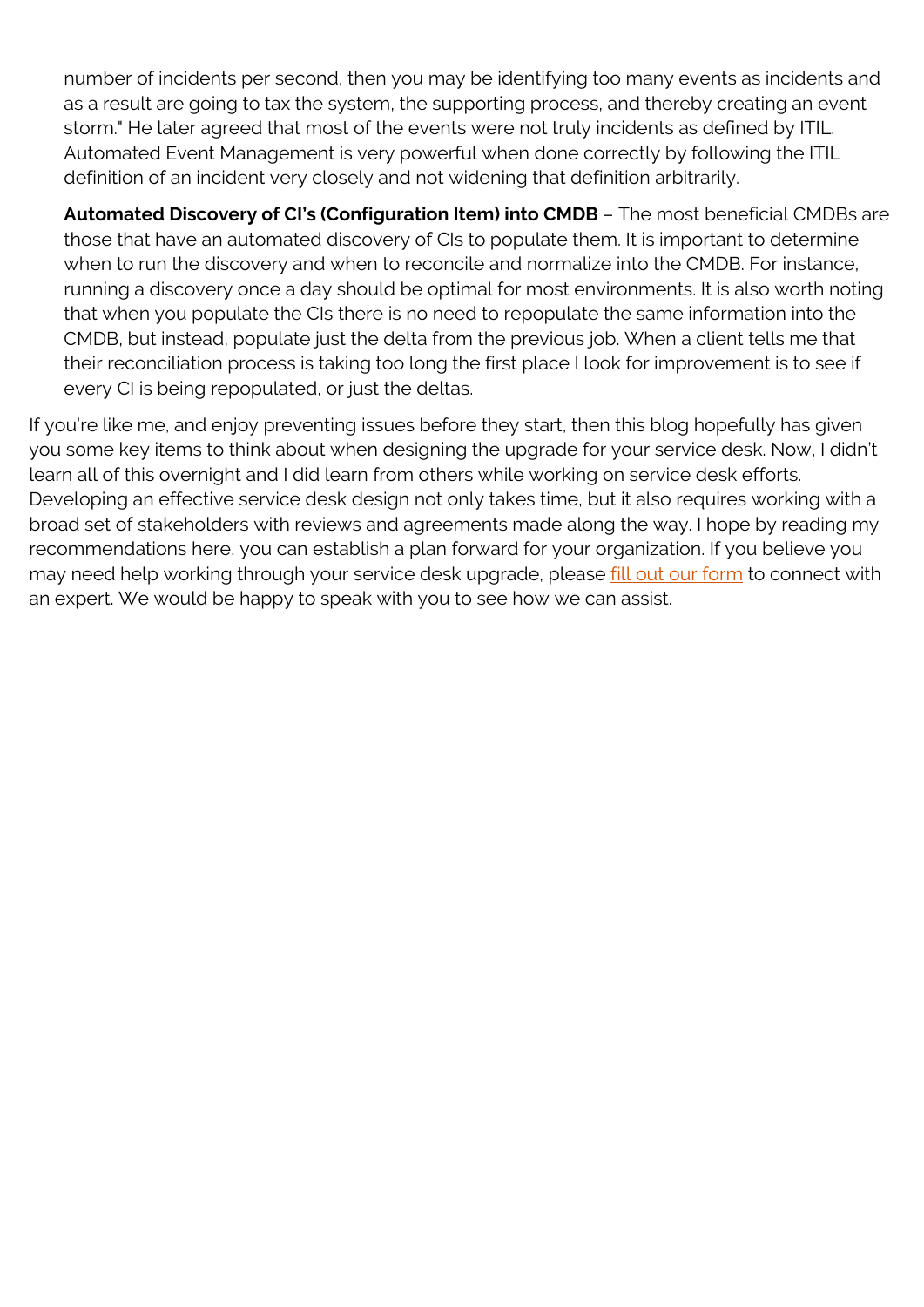number of incidents per second, then you may be identifying too many events as incidents and as a result are going to tax the system, the supporting process, and thereby creating an event storm." He later agreed that most of the events were not truly incidents as defined by ITIL. Automated Event Management is very powerful when done correctly by following the ITIL definition of an incident very closely and not widening that definition arbitrarily.

**Automated Discovery of CI's (Configuration Item) into CMDB** – The most beneficial CMDBs are those that have an automated discovery of CIs to populate them. It is important to determine when to run the discovery and when to reconcile and normalize into the CMDB. For instance, running a discovery once a day should be optimal for most environments. It is also worth noting that when you populate the CIs there is no need to repopulate the same information into the CMDB, but instead, populate just the delta from the previous job. When a client tells me that their reconciliation process is taking too long the first place I look for improvement is to see if every CI is being repopulated, or just the deltas.

If you're like me, and enjoy preventing issues before they start, then this blog hopefully has given you some key items to think about when designing the upgrade for your service desk. Now, I didn't learn all of this overnight and I did learn from others while working on service desk efforts. Developing an effective service desk design not only takes time, but it also requires working with a broad set of stakeholders with reviews and agreements made along the way. I hope by reading my recommendations here, you can establish a plan forward for your organization. If you believe you may need help working through your service desk upgrade, please fill out our form to connect with an expert. We would be happy to speak with you to see how we can assist.